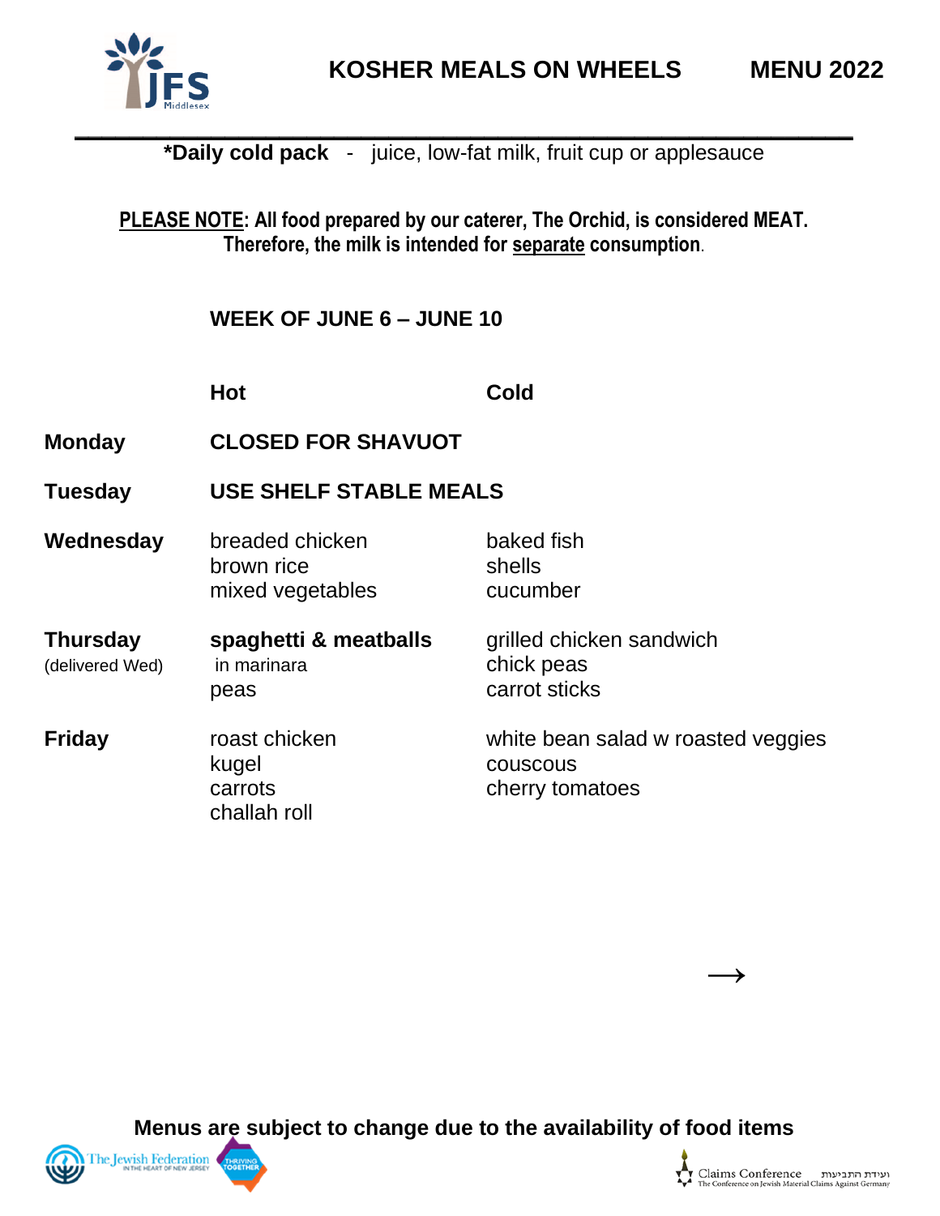# KOSHER MEALS ON WHEELS MENU 2022

**\*Daily cold pack** - juice, low-fat milk, fruit cup or applesauce

**<u>PLEASE NOTE</u>: All food prepared by our caterer, The Orchid, is considered MEAT. Therefore, the milk is intended for <u>separate</u> consumption.**

## WEEK OF JUNE 6 – JUNE 10

| | Hot | Cold |
|---|---|---|
| **Monday** | **CLOSED FOR SHAVUOT** | |
| **Tuesday** | **USE SHELF STABLE MEALS** | |
| **Wednesday** | breaded chicken<br>brown rice<br>mixed vegetables | baked fish<br>shells<br>cucumber |
| **Thursday** (delivered Wed) | **spaghetti & meatballs** in marinara<br>peas | grilled chicken sandwich<br>chick peas<br>carrot sticks |
| **Friday** | roast chicken<br>kugel<br>carrots<br>challah roll | white bean salad w roasted veggies<br>couscous<br>cherry tomatoes |

→

**Menus are subject to change due to the availability of food items**

The Jewish Federation IN THE HEART OF NEW JERSEY — THRIVING TOGETHER

Claims Conference — The Conference on Jewish Material Claims Against Germany — ועידת התביעות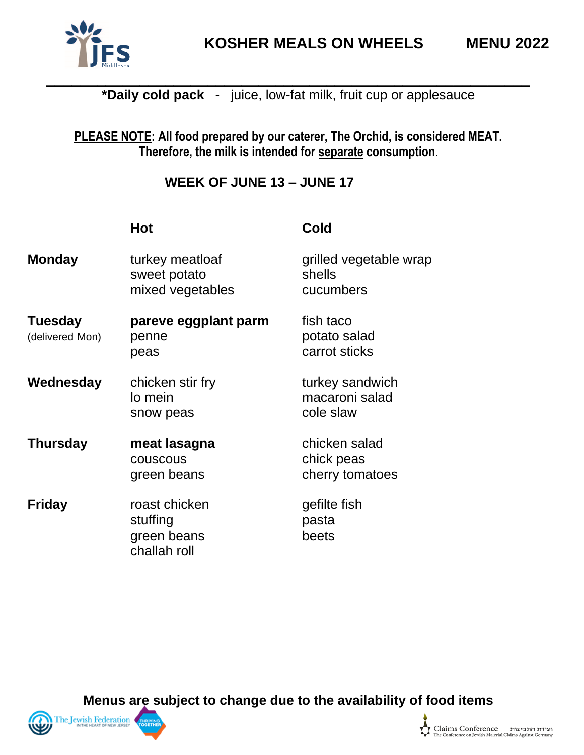# KOSHER MEALS ON WHEELS MENU 2022

**\*Daily cold pack** - juice, low-fat milk, fruit cup or applesauce

**<u>PLEASE NOTE</u>: All food prepared by our caterer, The Orchid, is considered MEAT. Therefore, the milk is intended for <u>separate</u> consumption**.

## WEEK OF JUNE 13 – JUNE 17

| | Hot | Cold |
|---|---|---|
| **Monday** | turkey meatloaf<br>sweet potato<br>mixed vegetables | grilled vegetable wrap<br>shells<br>cucumbers |
| **Tuesday** (delivered Mon) | **pareve eggplant parm**<br>penne<br>peas | fish taco<br>potato salad<br>carrot sticks |
| **Wednesday** | chicken stir fry<br>lo mein<br>snow peas | turkey sandwich<br>macaroni salad<br>cole slaw |
| **Thursday** | **meat lasagna**<br>couscous<br>green beans | chicken salad<br>chick peas<br>cherry tomatoes |
| **Friday** | roast chicken<br>stuffing<br>green beans<br>challah roll | gefilte fish<br>pasta<br>beets |

**Menus are subject to change due to the availability of food items**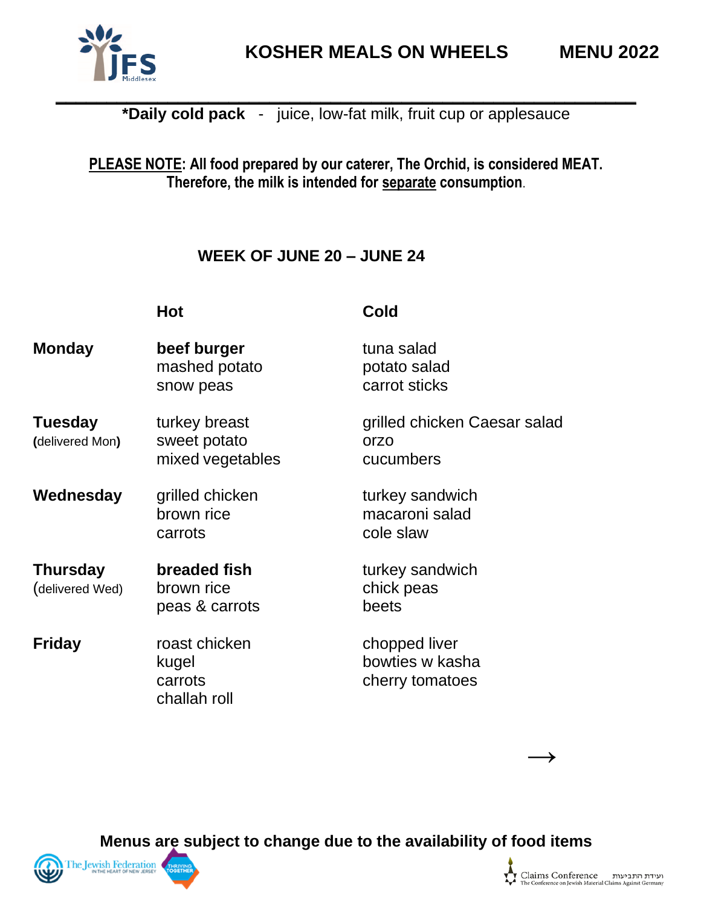# KOSHER MEALS ON WHEELS MENU 2022

**\*Daily cold pack** - juice, low-fat milk, fruit cup or applesauce

**PLEASE NOTE: All food prepared by our caterer, The Orchid, is considered MEAT. Therefore, the milk is intended for separate consumption.**

## WEEK OF JUNE 20 – JUNE 24

| | Hot | Cold |
|---|---|---|
| **Monday** | **beef burger**<br>mashed potato<br>snow peas | tuna salad<br>potato salad<br>carrot sticks |
| **Tuesday** (delivered Mon) | turkey breast<br>sweet potato<br>mixed vegetables | grilled chicken Caesar salad<br>orzo<br>cucumbers |
| **Wednesday** | grilled chicken<br>brown rice<br>carrots | turkey sandwich<br>macaroni salad<br>cole slaw |
| **Thursday** (delivered Wed) | **breaded fish**<br>brown rice<br>peas & carrots | turkey sandwich<br>chick peas<br>beets |
| **Friday** | roast chicken<br>kugel<br>carrots<br>challah roll | chopped liver<br>bowties w kasha<br>cherry tomatoes |

→

**Menus are subject to change due to the availability of food items**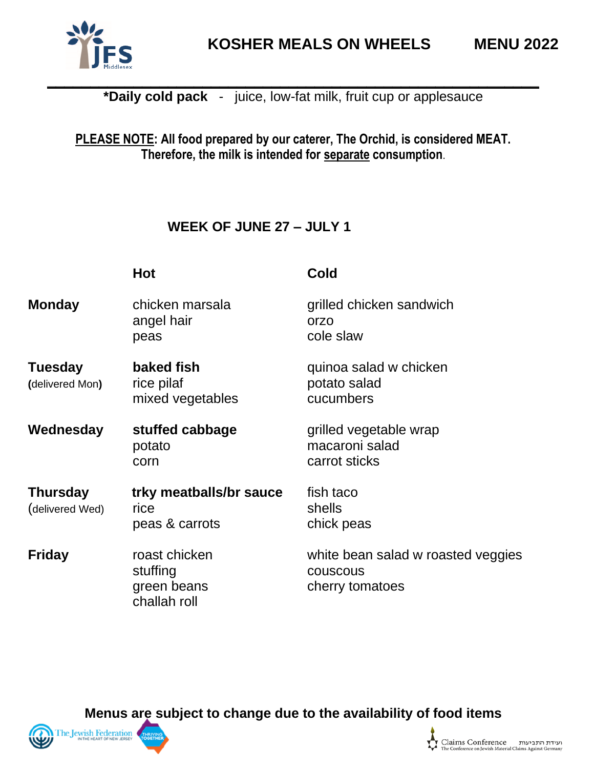# KOSHER MEALS ON WHEELS MENU 2022

**\*Daily cold pack** - juice, low-fat milk, fruit cup or applesauce

**PLEASE NOTE: All food prepared by our caterer, The Orchid, is considered MEAT. Therefore, the milk is intended for separate consumption.**

## WEEK OF JUNE 27 – JULY 1

| | Hot | Cold |
|---|---|---|
| **Monday** | chicken marsala<br>angel hair<br>peas | grilled chicken sandwich<br>orzo<br>cole slaw |
| **Tuesday** (delivered Mon) | **baked fish**<br>rice pilaf<br>mixed vegetables | quinoa salad w chicken<br>potato salad<br>cucumbers |
| **Wednesday** | **stuffed cabbage**<br>potato<br>corn | grilled vegetable wrap<br>macaroni salad<br>carrot sticks |
| **Thursday** (delivered Wed) | **trky meatballs/br sauce**<br>rice<br>peas & carrots | fish taco<br>shells<br>chick peas |
| **Friday** | roast chicken<br>stuffing<br>green beans<br>challah roll | white bean salad w roasted veggies<br>couscous<br>cherry tomatoes |

**Menus are subject to change due to the availability of food items**

The Jewish Federation IN THE HEART OF NEW JERSEY

Claims Conference ועידת התביעות
The Conference on Jewish Material Claims Against Germany